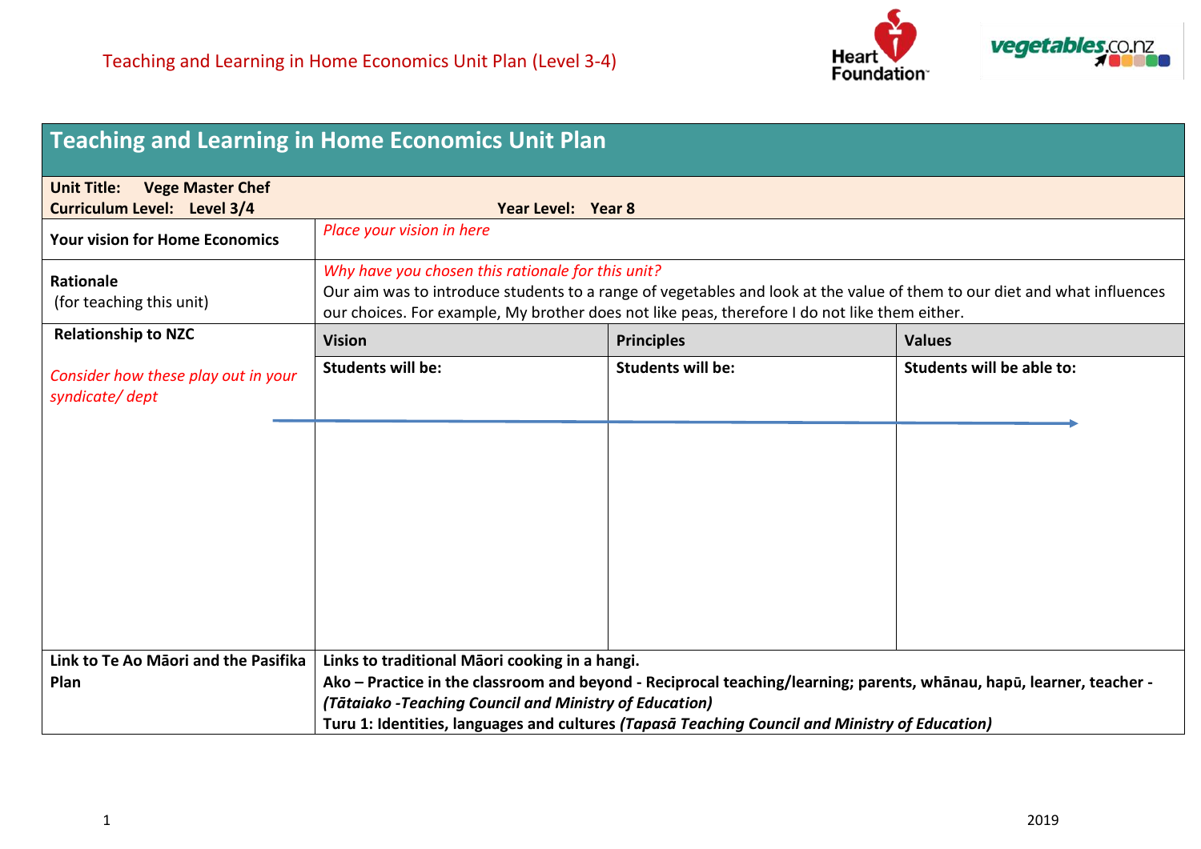Teaching and Learning in Home Economics Unit Plan (Level 3-4)

# Teaching and Learning in Home Economics Unit Plan

| | | | |
|---|---|---|---|
| **Unit Title: Vege Master Chef**<br>**Curriculum Level: Level 3/4** | **Year Level: Year 8** | | |
| **Your vision for Home Economics** | *Place your vision in here* | | |
| **Rationale**<br>(for teaching this unit) | *Why have you chosen this rationale for this unit?*<br>Our aim was to introduce students to a range of vegetables and look at the value of them to our diet and what influences our choices. For example, My brother does not like peas, therefore I do not like them either. | | |
| **Relationship to NZC**<br><br>*Consider how these play out in your syndicate/ dept* | **Vision** | **Principles** | **Values** |
| | **Students will be:** | **Students will be:** | **Students will be able to:** |
| **Link to Te Ao Māori and the Pasifika Plan** | **Links to traditional Māori cooking in a hangi.**<br>**Ako – Practice in the classroom and beyond - Reciprocal teaching/learning; parents, whānau, hapū, learner, teacher -** ***(Tātaiako -Teaching Council and Ministry of Education)***<br>**Turu 1: Identities, languages and cultures** ***(Tapasā Teaching Council and Ministry of Education)*** | | |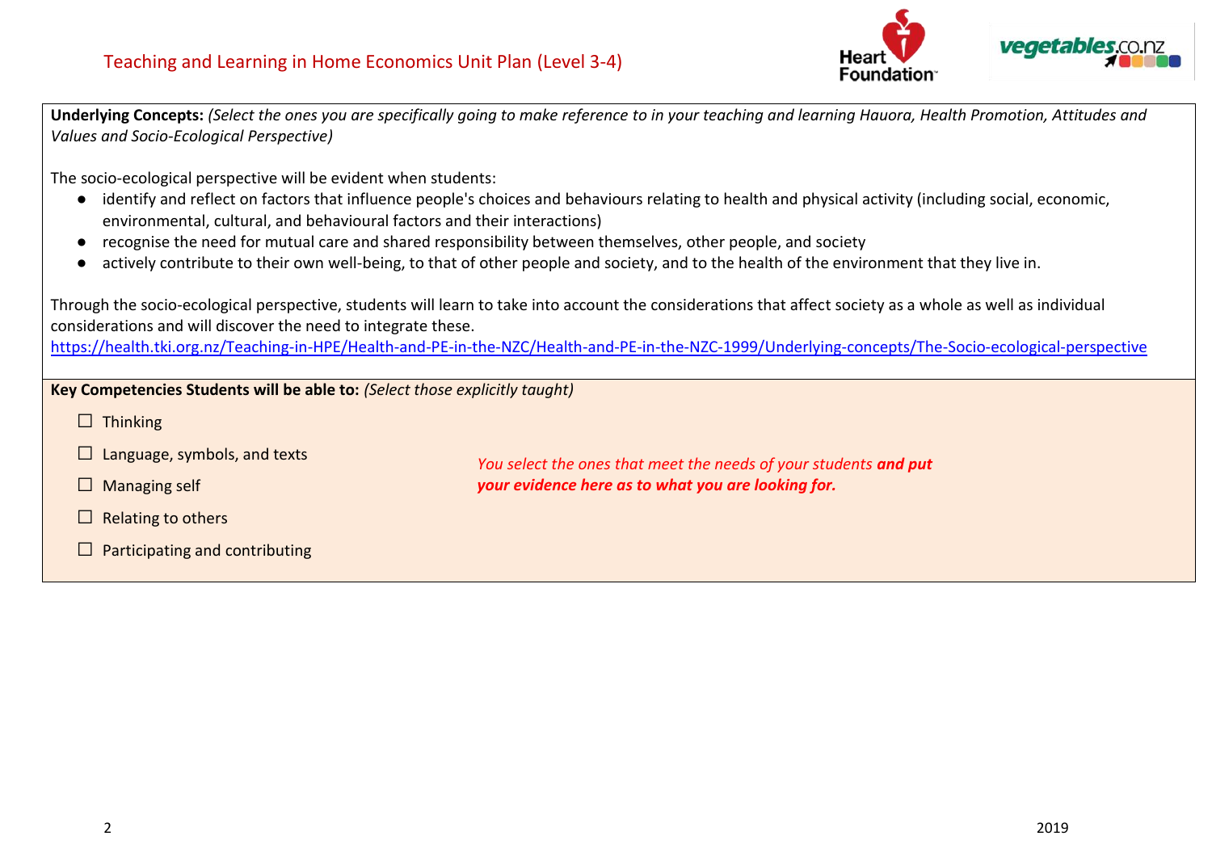**Underlying Concepts:** *(Select the ones you are specifically going to make reference to in your teaching and learning Hauora, Health Promotion, Attitudes and Values and Socio-Ecological Perspective)*

The socio-ecological perspective will be evident when students:

- identify and reflect on factors that influence people's choices and behaviours relating to health and physical activity (including social, economic, environmental, cultural, and behavioural factors and their interactions)
- recognise the need for mutual care and shared responsibility between themselves, other people, and society
- actively contribute to their own well-being, to that of other people and society, and to the health of the environment that they live in.

Through the socio-ecological perspective, students will learn to take into account the considerations that affect society as a whole as well as individual considerations and will discover the need to integrate these.
https://health.tki.org.nz/Teaching-in-HPE/Health-and-PE-in-the-NZC/Health-and-PE-in-the-NZC-1999/Underlying-concepts/The-Socio-ecological-perspective

**Key Competencies Students will be able to:** *(Select those explicitly taught)*

- ☐ Thinking
- ☐ Language, symbols, and texts
- ☐ Managing self
- ☐ Relating to others
- ☐ Participating and contributing

*You select the ones that meet the needs of your students* ***and put your evidence here as to what you are looking for.***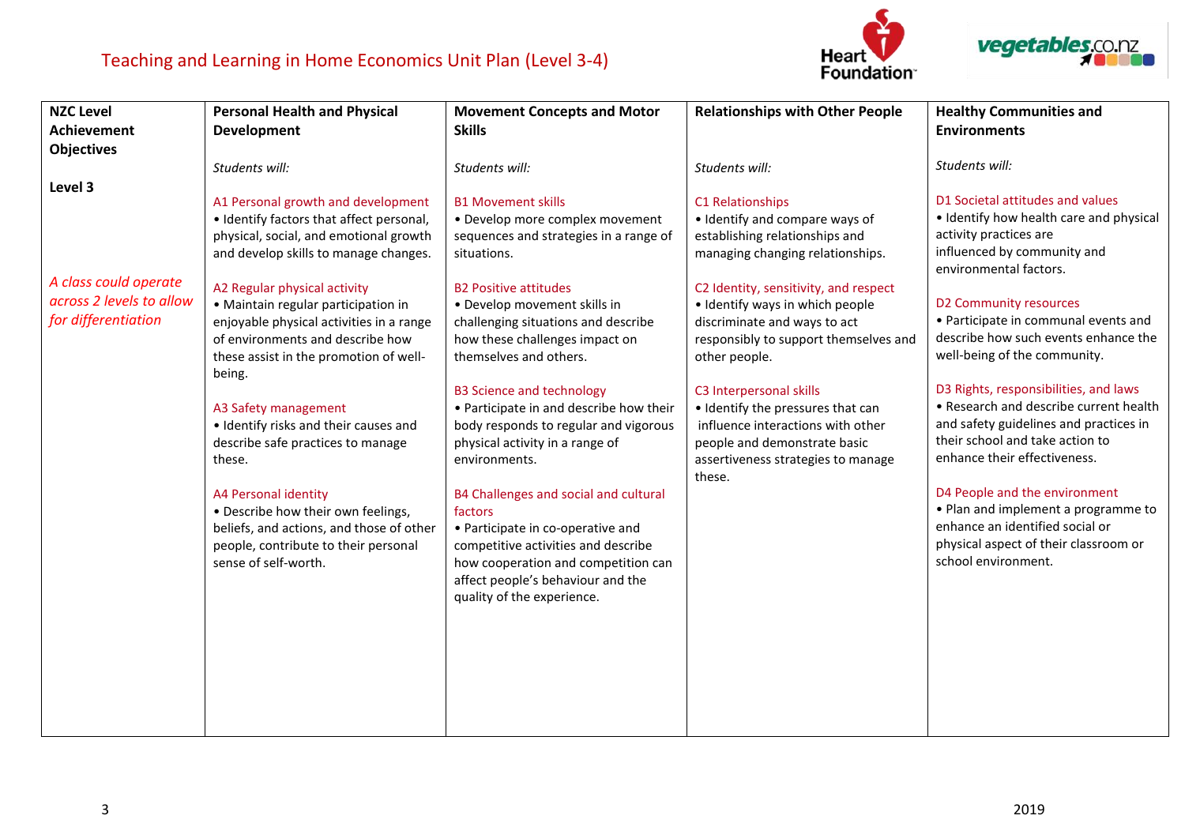# Teaching and Learning in Home Economics Unit Plan (Level 3-4)

| NZC Level Achievement Objectives | Personal Health and Physical Development | Movement Concepts and Motor Skills | Relationships with Other People | Healthy Communities and Environments |
|---|---|---|---|---|
| **Level 3**<br><br>*A class could operate across 2 levels to allow for differentiation* | *Students will:*<br><br>A1 Personal growth and development<br>• Identify factors that affect personal, physical, social, and emotional growth and develop skills to manage changes.<br><br>A2 Regular physical activity<br>• Maintain regular participation in enjoyable physical activities in a range of environments and describe how these assist in the promotion of well-being.<br><br>A3 Safety management<br>• Identify risks and their causes and describe safe practices to manage these.<br><br>A4 Personal identity<br>• Describe how their own feelings, beliefs, and actions, and those of other people, contribute to their personal sense of self-worth. | *Students will:*<br><br>B1 Movement skills<br>• Develop more complex movement sequences and strategies in a range of situations.<br><br>B2 Positive attitudes<br>• Develop movement skills in challenging situations and describe how these challenges impact on themselves and others.<br><br>B3 Science and technology<br>• Participate in and describe how their body responds to regular and vigorous physical activity in a range of environments.<br><br>B4 Challenges and social and cultural factors<br>• Participate in co-operative and competitive activities and describe how cooperation and competition can affect people's behaviour and the quality of the experience. | *Students will:*<br><br>C1 Relationships<br>• Identify and compare ways of establishing relationships and managing changing relationships.<br><br>C2 Identity, sensitivity, and respect<br>• Identify ways in which people discriminate and ways to act responsibly to support themselves and other people.<br><br>C3 Interpersonal skills<br>• Identify the pressures that can influence interactions with other people and demonstrate basic assertiveness strategies to manage these. | *Students will:*<br><br>D1 Societal attitudes and values<br>• Identify how health care and physical activity practices are influenced by community and environmental factors.<br><br>D2 Community resources<br>• Participate in communal events and describe how such events enhance the well-being of the community.<br><br>D3 Rights, responsibilities, and laws<br>• Research and describe current health and safety guidelines and practices in their school and take action to enhance their effectiveness.<br><br>D4 People and the environment<br>• Plan and implement a programme to enhance an identified social or physical aspect of their classroom or school environment. |

2019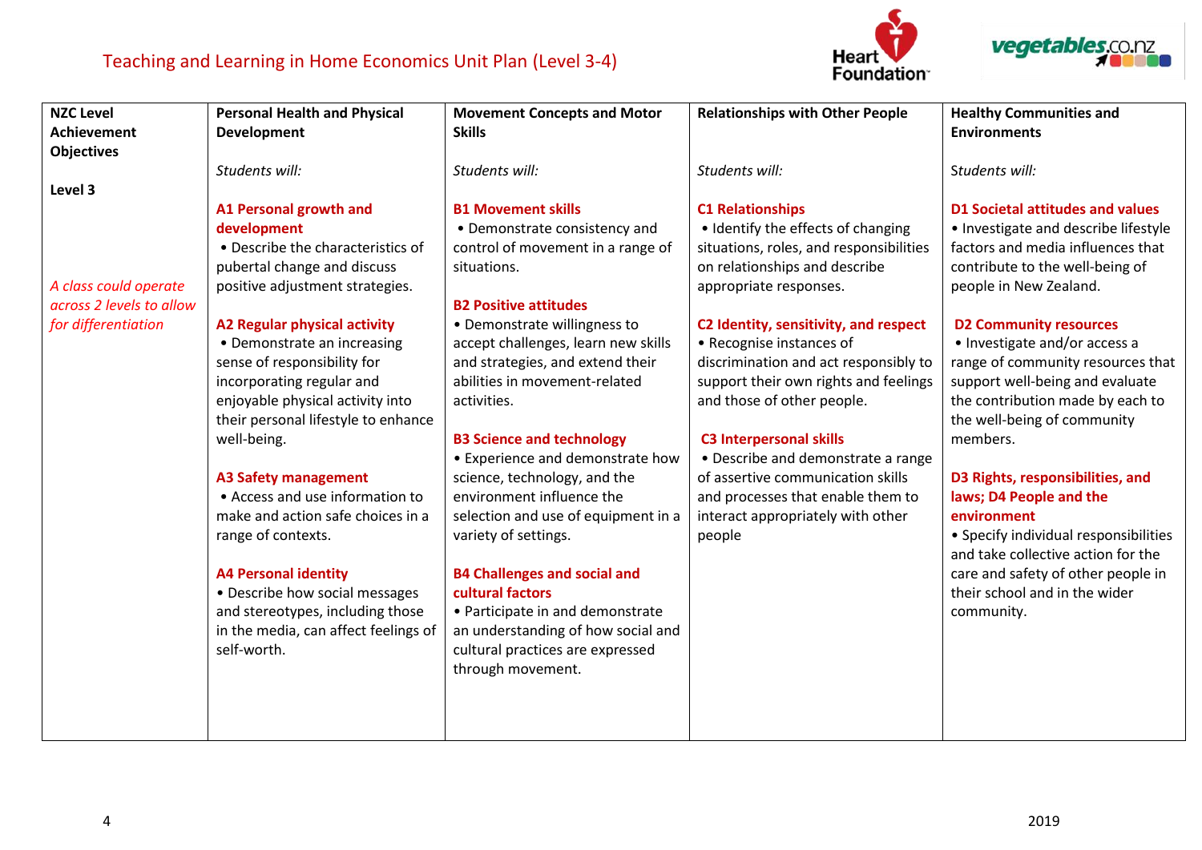# Teaching and Learning in Home Economics Unit Plan (Level 3-4)

| NZC Level Achievement Objectives | Personal Health and Physical Development | Movement Concepts and Motor Skills | Relationships with Other People | Healthy Communities and Environments |
|---|---|---|---|---|
| **Level 3**<br><br>*A class could operate across 2 levels to allow for differentiation* | *Students will:*<br><br>**A1 Personal growth and development**<br>• Describe the characteristics of pubertal change and discuss positive adjustment strategies.<br><br>**A2 Regular physical activity**<br>• Demonstrate an increasing sense of responsibility for incorporating regular and enjoyable physical activity into their personal lifestyle to enhance well-being.<br><br>**A3 Safety management**<br>• Access and use information to make and action safe choices in a range of contexts.<br><br>**A4 Personal identity**<br>• Describe how social messages and stereotypes, including those in the media, can affect feelings of self-worth. | *Students will:*<br><br>**B1 Movement skills**<br>• Demonstrate consistency and control of movement in a range of situations.<br><br>**B2 Positive attitudes**<br>• Demonstrate willingness to accept challenges, learn new skills and strategies, and extend their abilities in movement-related activities.<br><br>**B3 Science and technology**<br>• Experience and demonstrate how science, technology, and the environment influence the selection and use of equipment in a variety of settings.<br><br>**B4 Challenges and social and cultural factors**<br>• Participate in and demonstrate an understanding of how social and cultural practices are expressed through movement. | *Students will:*<br><br>**C1 Relationships**<br>• Identify the effects of changing situations, roles, and responsibilities on relationships and describe appropriate responses.<br><br>**C2 Identity, sensitivity, and respect**<br>• Recognise instances of discrimination and act responsibly to support their own rights and feelings and those of other people.<br><br>**C3 Interpersonal skills**<br>• Describe and demonstrate a range of assertive communication skills and processes that enable them to interact appropriately with other people | *Students will:*<br><br>**D1 Societal attitudes and values**<br>• Investigate and describe lifestyle factors and media influences that contribute to the well-being of people in New Zealand.<br><br>**D2 Community resources**<br>• Investigate and/or access a range of community resources that support well-being and evaluate the contribution made by each to the well-being of community members.<br><br>**D3 Rights, responsibilities, and laws; D4 People and the environment**<br>• Specify individual responsibilities and take collective action for the care and safety of other people in their school and in the wider community. |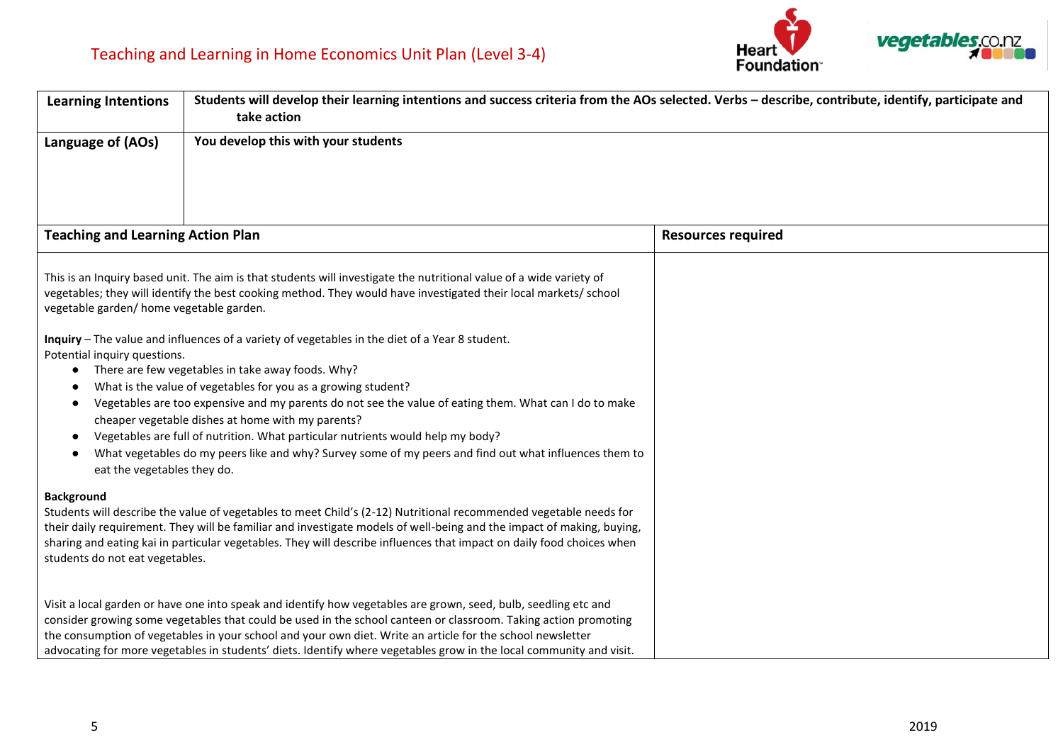# Teaching and Learning in Home Economics Unit Plan (Level 3-4)

| **Learning Intentions** | **Students will develop their learning intentions and success criteria from the AOs selected. Verbs – describe, contribute, identify, participate and take action** |
|---|---|
| **Language of (AOs)** | **You develop this with your students** |

| **Teaching and Learning Action Plan** | **Resources required** |
|---|---|
| This is an Inquiry based unit. The aim is that students will investigate the nutritional value of a wide variety of vegetables; they will identify the best cooking method. They would have investigated their local markets/ school vegetable garden/ home vegetable garden.<br><br>**Inquiry** – The value and influences of a variety of vegetables in the diet of a Year 8 student.<br>Potential inquiry questions.<br>• There are few vegetables in take away foods. Why?<br>• What is the value of vegetables for you as a growing student?<br>• Vegetables are too expensive and my parents do not see the value of eating them. What can I do to make cheaper vegetable dishes at home with my parents?<br>• Vegetables are full of nutrition. What particular nutrients would help my body?<br>• What vegetables do my peers like and why? Survey some of my peers and find out what influences them to eat the vegetables they do.<br><br>**Background**<br>Students will describe the value of vegetables to meet Child's (2-12) Nutritional recommended vegetable needs for their daily requirement. They will be familiar and investigate models of well-being and the impact of making, buying, sharing and eating kai in particular vegetables. They will describe influences that impact on daily food choices when students do not eat vegetables.<br><br>Visit a local garden or have one into speak and identify how vegetables are grown, seed, bulb, seedling etc and consider growing some vegetables that could be used in the school canteen or classroom. Taking action promoting the consumption of vegetables in your school and your own diet. Write an article for the school newsletter advocating for more vegetables in students' diets. Identify where vegetables grow in the local community and visit. | |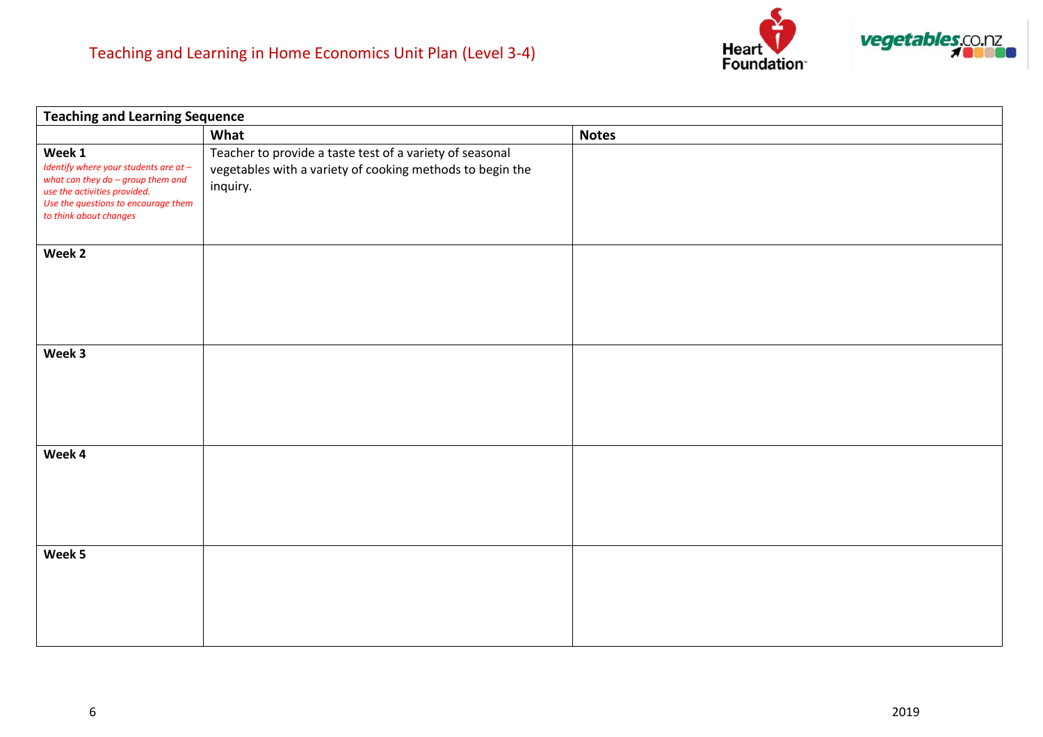Teaching and Learning in Home Economics Unit Plan (Level 3-4)

| Teaching and Learning Sequence | | |
|---|---|---|
| | **What** | **Notes** |
| **Week 1** *Identify where your students are at – what can they do – group them and use the activities provided. Use the questions to encourage them to think about changes* | Teacher to provide a taste test of a variety of seasonal vegetables with a variety of cooking methods to begin the inquiry. | |
| **Week 2** | | |
| **Week 3** | | |
| **Week 4** | | |
| **Week 5** | | |

2019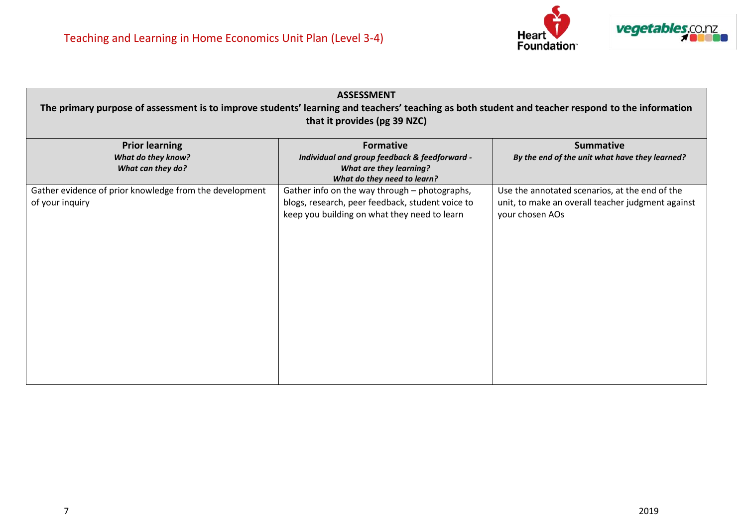| ASSESSMENT<br>The primary purpose of assessment is to improve students' learning and teachers' teaching as both student and teacher respond to the information that it provides (pg 39 NZC) | | |
|---|---|---|
| **Prior learning**<br>***What do they know?***<br>***What can they do?*** | **Formative**<br>***Individual and group feedback & feedforward - What are they learning?***<br>***What do they need to learn?*** | **Summative**<br>***By the end of the unit what have they learned?*** |
| Gather evidence of prior knowledge from the development of your inquiry | Gather info on the way through – photographs, blogs, research, peer feedback, student voice to keep you building on what they need to learn | Use the annotated scenarios, at the end of the unit, to make an overall teacher judgment against your chosen AOs |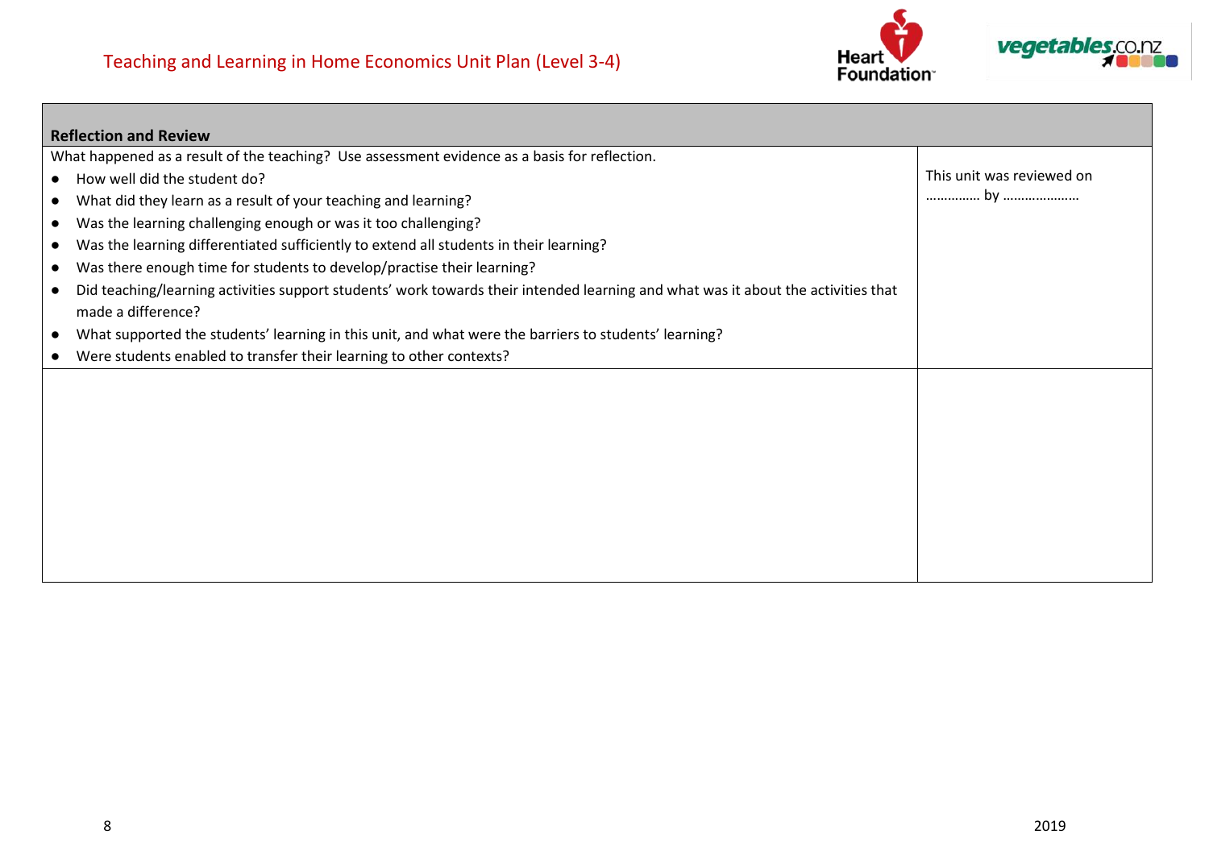| Reflection and Review | |
|---|---|
| What happened as a result of the teaching? Use assessment evidence as a basis for reflection.<br>● How well did the student do?<br>● What did they learn as a result of your teaching and learning?<br>● Was the learning challenging enough or was it too challenging?<br>● Was the learning differentiated sufficiently to extend all students in their learning?<br>● Was there enough time for students to develop/practise their learning?<br>● Did teaching/learning activities support students' work towards their intended learning and what was it about the activities that made a difference?<br>● What supported the students' learning in this unit, and what were the barriers to students' learning?<br>● Were students enabled to transfer their learning to other contexts? | This unit was reviewed on …………… by ………………… |
| | |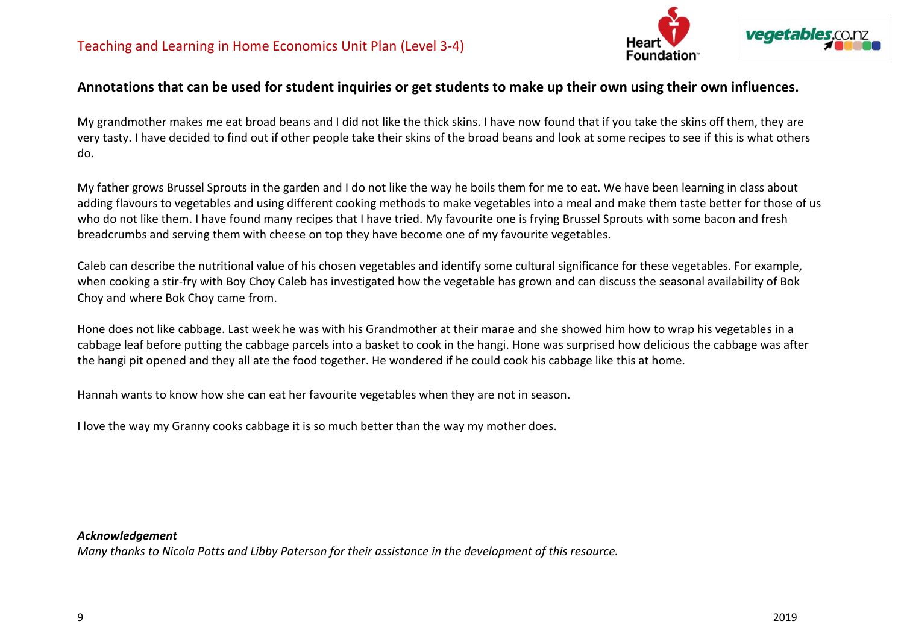**Annotations that can be used for student inquiries or get students to make up their own using their own influences.**

My grandmother makes me eat broad beans and I did not like the thick skins. I have now found that if you take the skins off them, they are very tasty. I have decided to find out if other people take their skins of the broad beans and look at some recipes to see if this is what others do.

My father grows Brussel Sprouts in the garden and I do not like the way he boils them for me to eat. We have been learning in class about adding flavours to vegetables and using different cooking methods to make vegetables into a meal and make them taste better for those of us who do not like them. I have found many recipes that I have tried. My favourite one is frying Brussel Sprouts with some bacon and fresh breadcrumbs and serving them with cheese on top they have become one of my favourite vegetables.

Caleb can describe the nutritional value of his chosen vegetables and identify some cultural significance for these vegetables. For example, when cooking a stir-fry with Boy Choy Caleb has investigated how the vegetable has grown and can discuss the seasonal availability of Bok Choy and where Bok Choy came from.

Hone does not like cabbage. Last week he was with his Grandmother at their marae and she showed him how to wrap his vegetables in a cabbage leaf before putting the cabbage parcels into a basket to cook in the hangi. Hone was surprised how delicious the cabbage was after the hangi pit opened and they all ate the food together. He wondered if he could cook his cabbage like this at home.

Hannah wants to know how she can eat her favourite vegetables when they are not in season.

I love the way my Granny cooks cabbage it is so much better than the way my mother does.

***Acknowledgement***
*Many thanks to Nicola Potts and Libby Paterson for their assistance in the development of this resource.*